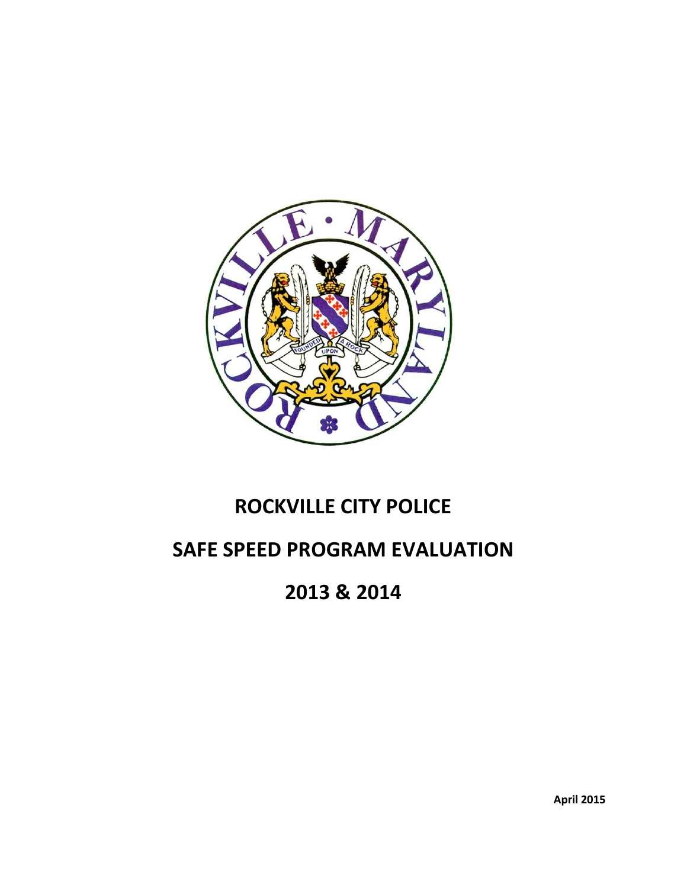# ROCKVILLE CITY POLICE

# SAFE SPEED PROGRAM EVALUATION

# 2013 & 2014

**April 2015**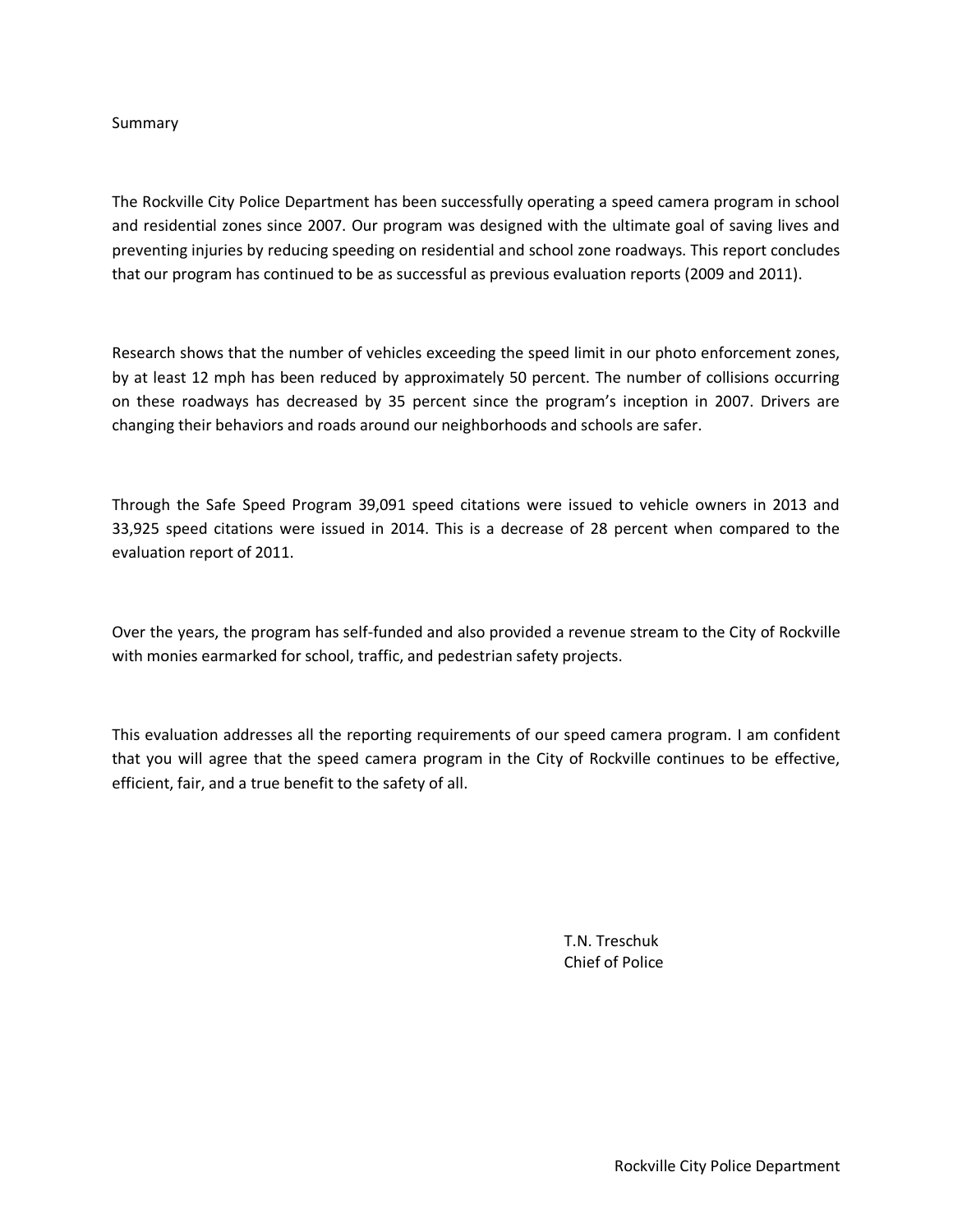## Summary

The Rockville City Police Department has been successfully operating a speed camera program in school and residential zones since 2007. Our program was designed with the ultimate goal of saving lives and preventing injuries by reducing speeding on residential and school zone roadways. This report concludes that our program has continued to be as successful as previous evaluation reports (2009 and 2011).

Research shows that the number of vehicles exceeding the speed limit in our photo enforcement zones, by at least 12 mph has been reduced by approximately 50 percent. The number of collisions occurring on these roadways has decreased by 35 percent since the program's inception in 2007. Drivers are changing their behaviors and roads around our neighborhoods and schools are safer.

Through the Safe Speed Program 39,091 speed citations were issued to vehicle owners in 2013 and 33,925 speed citations were issued in 2014. This is a decrease of 28 percent when compared to the evaluation report of 2011.

Over the years, the program has self-funded and also provided a revenue stream to the City of Rockville with monies earmarked for school, traffic, and pedestrian safety projects.

This evaluation addresses all the reporting requirements of our speed camera program. I am confident that you will agree that the speed camera program in the City of Rockville continues to be effective, efficient, fair, and a true benefit to the safety of all.

T.N. Treschuk
Chief of Police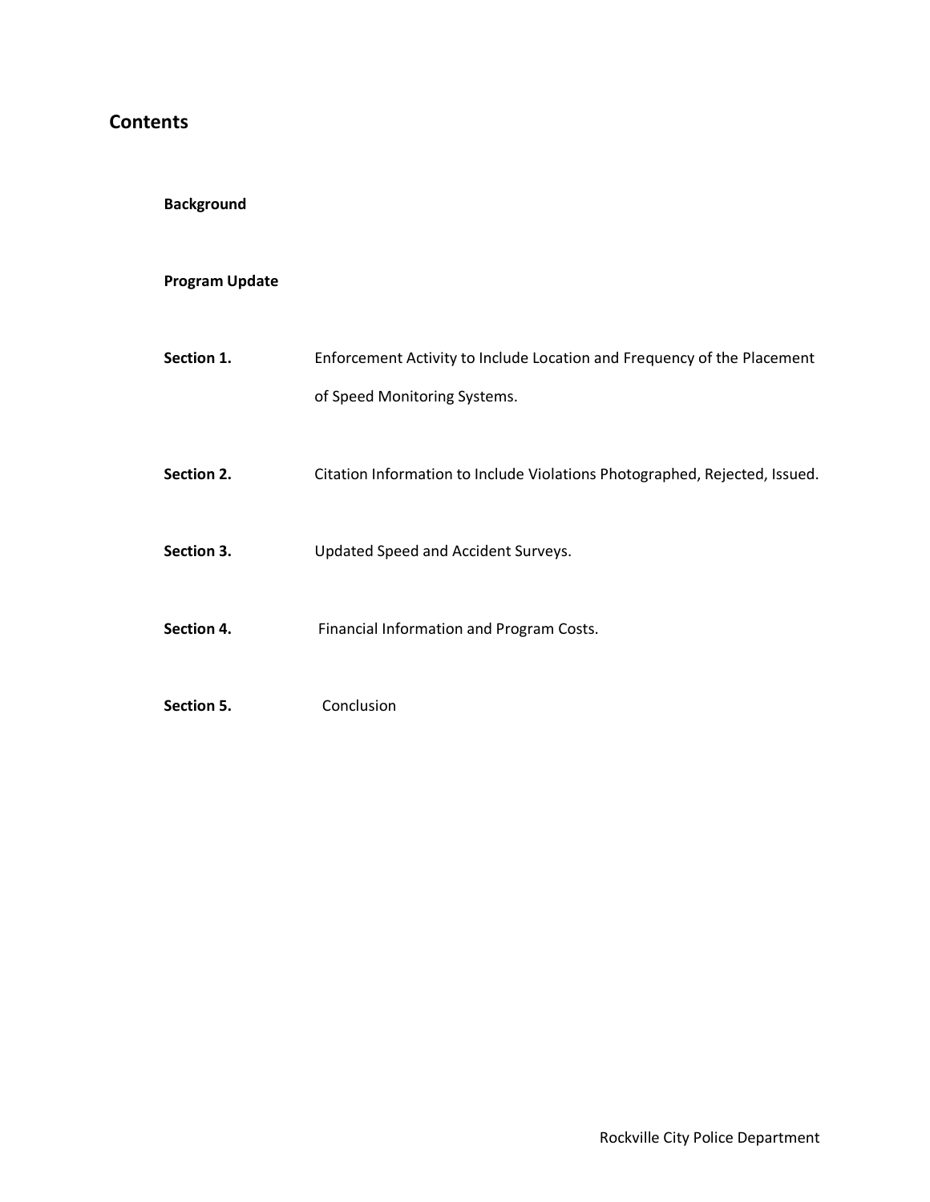## Contents

**Background**

**Program Update**

| | |
|---|---|
| **Section 1.** | Enforcement Activity to Include Location and Frequency of the Placement of Speed Monitoring Systems. |
| **Section 2.** | Citation Information to Include Violations Photographed, Rejected, Issued. |
| **Section 3.** | Updated Speed and Accident Surveys. |
| **Section 4.** | Financial Information and Program Costs. |
| **Section 5.** | Conclusion |

Rockville City Police Department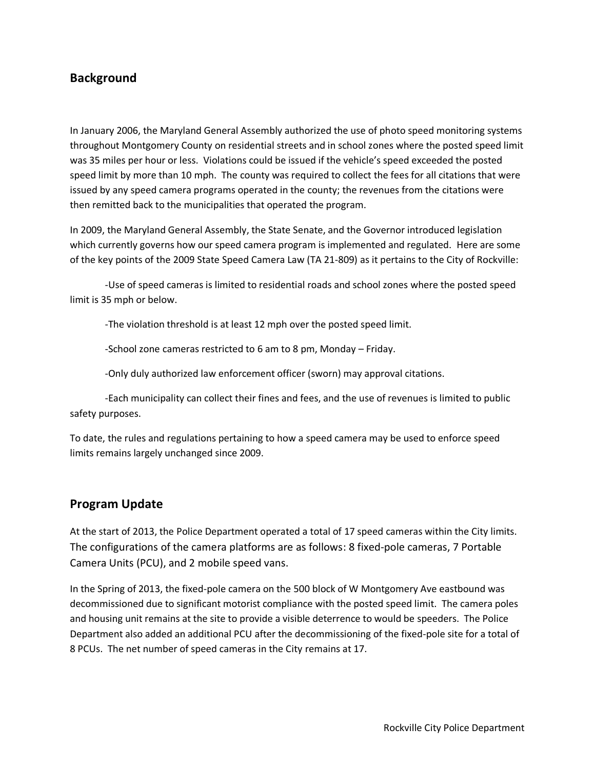## Background

In January 2006, the Maryland General Assembly authorized the use of photo speed monitoring systems throughout Montgomery County on residential streets and in school zones where the posted speed limit was 35 miles per hour or less. Violations could be issued if the vehicle's speed exceeded the posted speed limit by more than 10 mph. The county was required to collect the fees for all citations that were issued by any speed camera programs operated in the county; the revenues from the citations were then remitted back to the municipalities that operated the program.

In 2009, the Maryland General Assembly, the State Senate, and the Governor introduced legislation which currently governs how our speed camera program is implemented and regulated. Here are some of the key points of the 2009 State Speed Camera Law (TA 21-809) as it pertains to the City of Rockville:

-Use of speed cameras is limited to residential roads and school zones where the posted speed limit is 35 mph or below.

-The violation threshold is at least 12 mph over the posted speed limit.

-School zone cameras restricted to 6 am to 8 pm, Monday – Friday.

-Only duly authorized law enforcement officer (sworn) may approval citations.

-Each municipality can collect their fines and fees, and the use of revenues is limited to public safety purposes.

To date, the rules and regulations pertaining to how a speed camera may be used to enforce speed limits remains largely unchanged since 2009.

## Program Update

At the start of 2013, the Police Department operated a total of 17 speed cameras within the City limits. The configurations of the camera platforms are as follows: 8 fixed-pole cameras, 7 Portable Camera Units (PCU), and 2 mobile speed vans.

In the Spring of 2013, the fixed-pole camera on the 500 block of W Montgomery Ave eastbound was decommissioned due to significant motorist compliance with the posted speed limit. The camera poles and housing unit remains at the site to provide a visible deterrence to would be speeders. The Police Department also added an additional PCU after the decommissioning of the fixed-pole site for a total of 8 PCUs. The net number of speed cameras in the City remains at 17.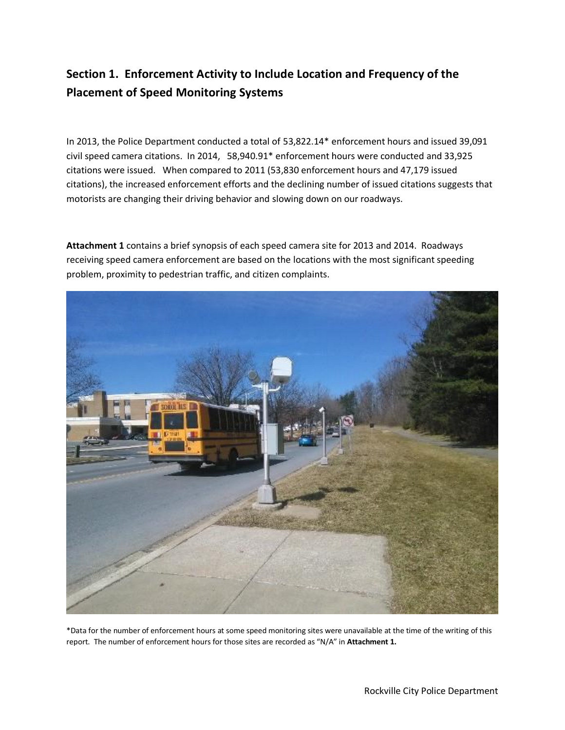## Section 1. Enforcement Activity to Include Location and Frequency of the Placement of Speed Monitoring Systems

In 2013, the Police Department conducted a total of 53,822.14* enforcement hours and issued 39,091 civil speed camera citations. In 2014, 58,940.91* enforcement hours were conducted and 33,925 citations were issued. When compared to 2011 (53,830 enforcement hours and 47,179 issued citations), the increased enforcement efforts and the declining number of issued citations suggests that motorists are changing their driving behavior and slowing down on our roadways.

**Attachment 1** contains a brief synopsis of each speed camera site for 2013 and 2014. Roadways receiving speed camera enforcement are based on the locations with the most significant speeding problem, proximity to pedestrian traffic, and citizen complaints.

*Data for the number of enforcement hours at some speed monitoring sites were unavailable at the time of the writing of this report. The number of enforcement hours for those sites are recorded as "N/A" in **Attachment 1.**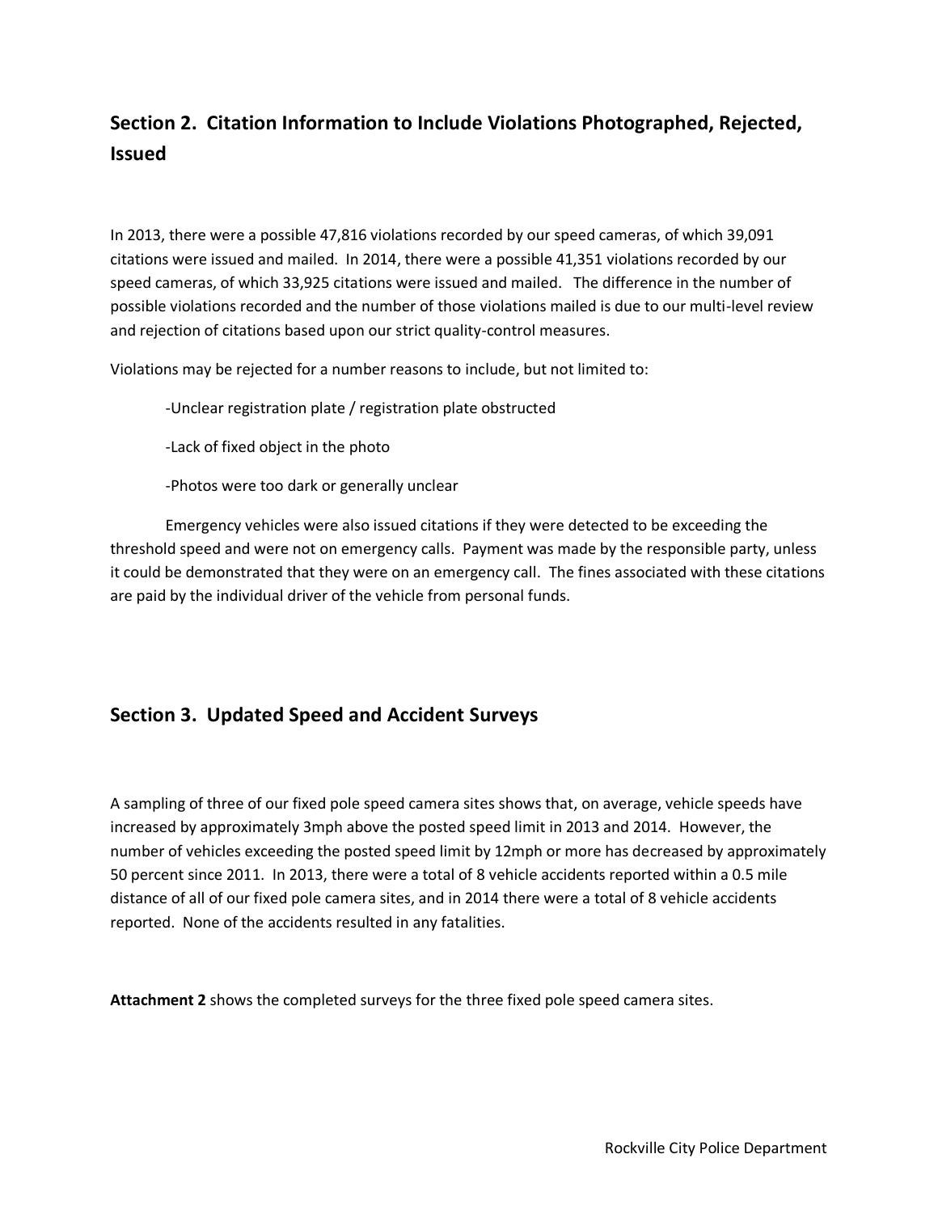## Section 2. Citation Information to Include Violations Photographed, Rejected, Issued

In 2013, there were a possible 47,816 violations recorded by our speed cameras, of which 39,091 citations were issued and mailed. In 2014, there were a possible 41,351 violations recorded by our speed cameras, of which 33,925 citations were issued and mailed. The difference in the number of possible violations recorded and the number of those violations mailed is due to our multi-level review and rejection of citations based upon our strict quality-control measures.

Violations may be rejected for a number reasons to include, but not limited to:

-Unclear registration plate / registration plate obstructed

-Lack of fixed object in the photo

-Photos were too dark or generally unclear

Emergency vehicles were also issued citations if they were detected to be exceeding the threshold speed and were not on emergency calls. Payment was made by the responsible party, unless it could be demonstrated that they were on an emergency call. The fines associated with these citations are paid by the individual driver of the vehicle from personal funds.

## Section 3. Updated Speed and Accident Surveys

A sampling of three of our fixed pole speed camera sites shows that, on average, vehicle speeds have increased by approximately 3mph above the posted speed limit in 2013 and 2014. However, the number of vehicles exceeding the posted speed limit by 12mph or more has decreased by approximately 50 percent since 2011. In 2013, there were a total of 8 vehicle accidents reported within a 0.5 mile distance of all of our fixed pole camera sites, and in 2014 there were a total of 8 vehicle accidents reported. None of the accidents resulted in any fatalities.

**Attachment 2** shows the completed surveys for the three fixed pole speed camera sites.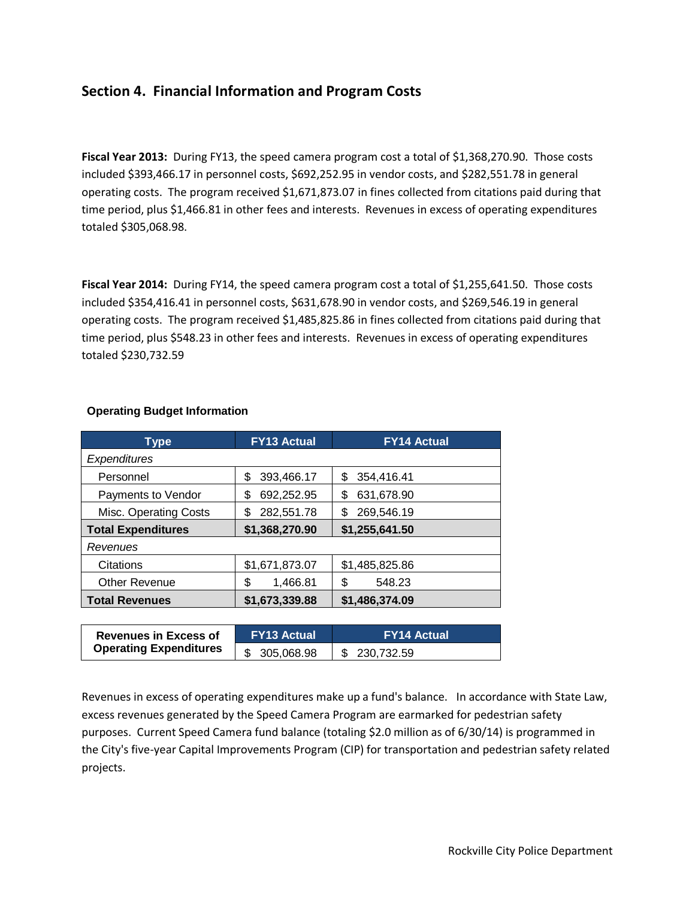## Section 4. Financial Information and Program Costs

**Fiscal Year 2013:** During FY13, the speed camera program cost a total of $1,368,270.90. Those costs included $393,466.17 in personnel costs, $692,252.95 in vendor costs, and $282,551.78 in general operating costs. The program received $1,671,873.07 in fines collected from citations paid during that time period, plus $1,466.81 in other fees and interests. Revenues in excess of operating expenditures totaled $305,068.98.

**Fiscal Year 2014:** During FY14, the speed camera program cost a total of $1,255,641.50. Those costs included $354,416.41 in personnel costs, $631,678.90 in vendor costs, and $269,546.19 in general operating costs. The program received $1,485,825.86 in fines collected from citations paid during that time period, plus $548.23 in other fees and interests. Revenues in excess of operating expenditures totaled $230,732.59

**Operating Budget Information**

| Type | FY13 Actual | FY14 Actual |
|---|---|---|
| *Expenditures* | | |
| Personnel | $ 393,466.17 | $ 354,416.41 |
| Payments to Vendor | $ 692,252.95 | $ 631,678.90 |
| Misc. Operating Costs | $ 282,551.78 | $ 269,546.19 |
| **Total Expenditures** | **$1,368,270.90** | **$1,255,641.50** |
| *Revenues* | | |
| Citations | $1,671,873.07 | $1,485,825.86 |
| Other Revenue | $ 1,466.81 | $ 548.23 |
| **Total Revenues** | **$1,673,339.88** | **$1,486,374.09** |

| Revenues in Excess of Operating Expenditures | FY13 Actual | FY14 Actual |
|---|---|---|
| | $ 305,068.98 | $ 230,732.59 |

Revenues in excess of operating expenditures make up a fund's balance. In accordance with State Law, excess revenues generated by the Speed Camera Program are earmarked for pedestrian safety purposes. Current Speed Camera fund balance (totaling $2.0 million as of 6/30/14) is programmed in the City's five-year Capital Improvements Program (CIP) for transportation and pedestrian safety related projects.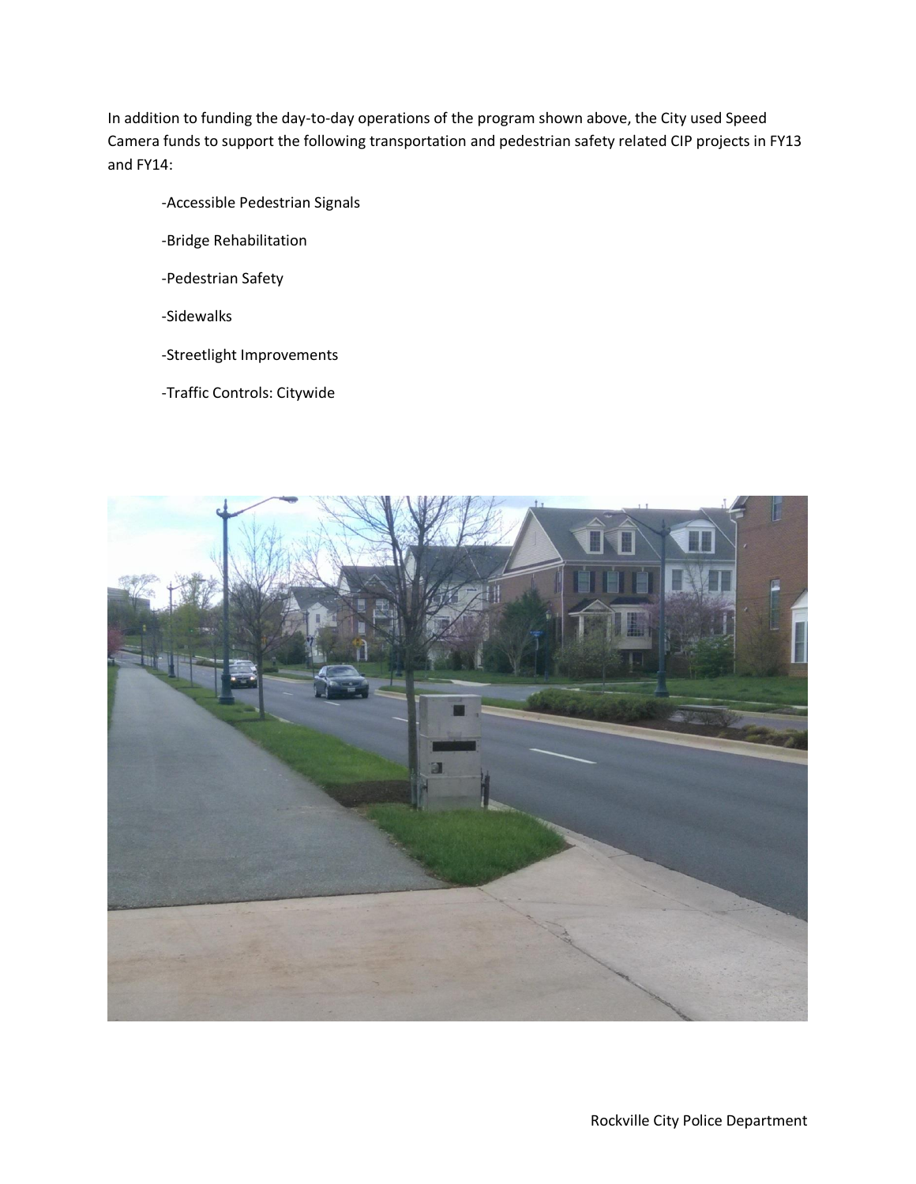In addition to funding the day-to-day operations of the program shown above, the City used Speed Camera funds to support the following transportation and pedestrian safety related CIP projects in FY13 and FY14:

- Accessible Pedestrian Signals
- Bridge Rehabilitation
- Pedestrian Safety
- Sidewalks
- Streetlight Improvements
- Traffic Controls: Citywide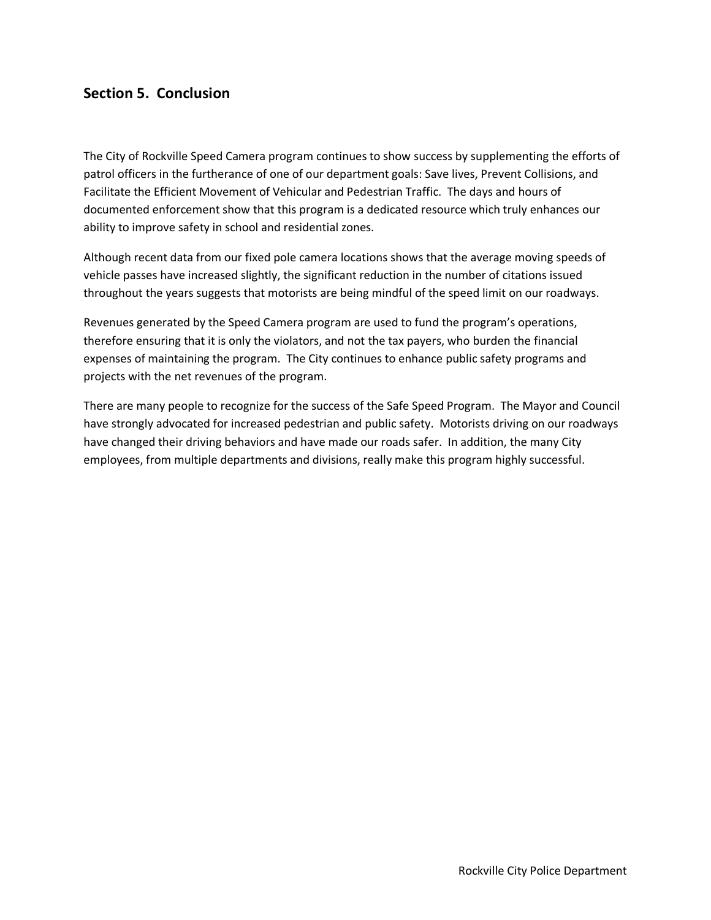## Section 5. Conclusion

The City of Rockville Speed Camera program continues to show success by supplementing the efforts of patrol officers in the furtherance of one of our department goals: Save lives, Prevent Collisions, and Facilitate the Efficient Movement of Vehicular and Pedestrian Traffic. The days and hours of documented enforcement show that this program is a dedicated resource which truly enhances our ability to improve safety in school and residential zones.

Although recent data from our fixed pole camera locations shows that the average moving speeds of vehicle passes have increased slightly, the significant reduction in the number of citations issued throughout the years suggests that motorists are being mindful of the speed limit on our roadways.

Revenues generated by the Speed Camera program are used to fund the program's operations, therefore ensuring that it is only the violators, and not the tax payers, who burden the financial expenses of maintaining the program. The City continues to enhance public safety programs and projects with the net revenues of the program.

There are many people to recognize for the success of the Safe Speed Program. The Mayor and Council have strongly advocated for increased pedestrian and public safety. Motorists driving on our roadways have changed their driving behaviors and have made our roads safer. In addition, the many City employees, from multiple departments and divisions, really make this program highly successful.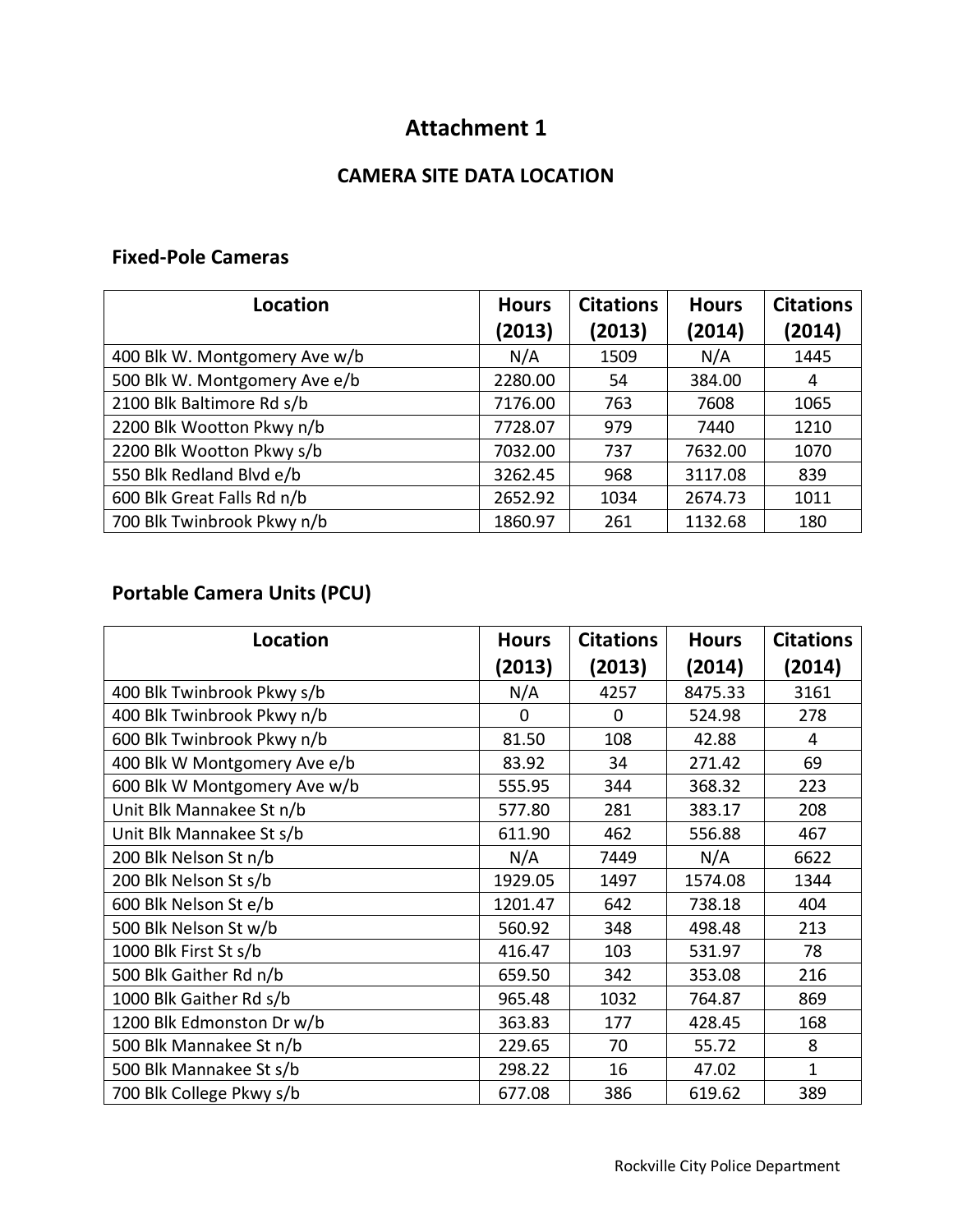# Attachment 1

## CAMERA SITE DATA LOCATION

### Fixed-Pole Cameras

| Location | Hours (2013) | Citations (2013) | Hours (2014) | Citations (2014) |
|---|---|---|---|---|
| 400 Blk W. Montgomery Ave w/b | N/A | 1509 | N/A | 1445 |
| 500 Blk W. Montgomery Ave e/b | 2280.00 | 54 | 384.00 | 4 |
| 2100 Blk Baltimore Rd s/b | 7176.00 | 763 | 7608 | 1065 |
| 2200 Blk Wootton Pkwy n/b | 7728.07 | 979 | 7440 | 1210 |
| 2200 Blk Wootton Pkwy s/b | 7032.00 | 737 | 7632.00 | 1070 |
| 550 Blk Redland Blvd e/b | 3262.45 | 968 | 3117.08 | 839 |
| 600 Blk Great Falls Rd n/b | 2652.92 | 1034 | 2674.73 | 1011 |
| 700 Blk Twinbrook Pkwy n/b | 1860.97 | 261 | 1132.68 | 180 |

### Portable Camera Units (PCU)

| Location | Hours (2013) | Citations (2013) | Hours (2014) | Citations (2014) |
|---|---|---|---|---|
| 400 Blk Twinbrook Pkwy s/b | N/A | 4257 | 8475.33 | 3161 |
| 400 Blk Twinbrook Pkwy n/b | 0 | 0 | 524.98 | 278 |
| 600 Blk Twinbrook Pkwy n/b | 81.50 | 108 | 42.88 | 4 |
| 400 Blk W Montgomery Ave e/b | 83.92 | 34 | 271.42 | 69 |
| 600 Blk W Montgomery Ave w/b | 555.95 | 344 | 368.32 | 223 |
| Unit Blk Mannakee St n/b | 577.80 | 281 | 383.17 | 208 |
| Unit Blk Mannakee St s/b | 611.90 | 462 | 556.88 | 467 |
| 200 Blk Nelson St n/b | N/A | 7449 | N/A | 6622 |
| 200 Blk Nelson St s/b | 1929.05 | 1497 | 1574.08 | 1344 |
| 600 Blk Nelson St e/b | 1201.47 | 642 | 738.18 | 404 |
| 500 Blk Nelson St w/b | 560.92 | 348 | 498.48 | 213 |
| 1000 Blk First St s/b | 416.47 | 103 | 531.97 | 78 |
| 500 Blk Gaither Rd n/b | 659.50 | 342 | 353.08 | 216 |
| 1000 Blk Gaither Rd s/b | 965.48 | 1032 | 764.87 | 869 |
| 1200 Blk Edmonston Dr w/b | 363.83 | 177 | 428.45 | 168 |
| 500 Blk Mannakee St n/b | 229.65 | 70 | 55.72 | 8 |
| 500 Blk Mannakee St s/b | 298.22 | 16 | 47.02 | 1 |
| 700 Blk College Pkwy s/b | 677.08 | 386 | 619.62 | 389 |

Rockville City Police Department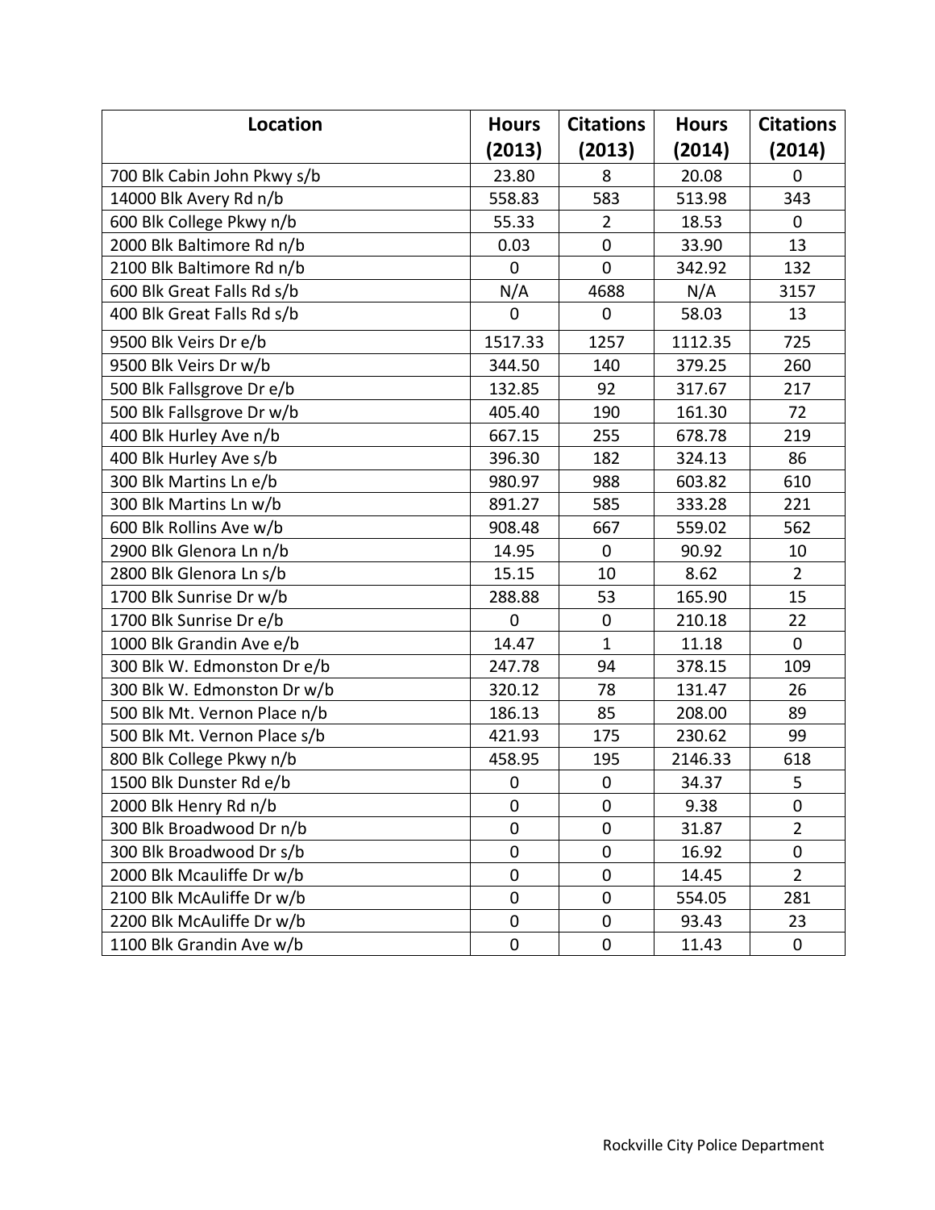| Location | Hours (2013) | Citations (2013) | Hours (2014) | Citations (2014) |
|---|---|---|---|---|
| 700 Blk Cabin John Pkwy s/b | 23.80 | 8 | 20.08 | 0 |
| 14000 Blk Avery Rd n/b | 558.83 | 583 | 513.98 | 343 |
| 600 Blk College Pkwy n/b | 55.33 | 2 | 18.53 | 0 |
| 2000 Blk Baltimore Rd n/b | 0.03 | 0 | 33.90 | 13 |
| 2100 Blk Baltimore Rd n/b | 0 | 0 | 342.92 | 132 |
| 600 Blk Great Falls Rd s/b | N/A | 4688 | N/A | 3157 |
| 400 Blk Great Falls Rd s/b | 0 | 0 | 58.03 | 13 |
| 9500 Blk Veirs Dr e/b | 1517.33 | 1257 | 1112.35 | 725 |
| 9500 Blk Veirs Dr w/b | 344.50 | 140 | 379.25 | 260 |
| 500 Blk Fallsgrove Dr e/b | 132.85 | 92 | 317.67 | 217 |
| 500 Blk Fallsgrove Dr w/b | 405.40 | 190 | 161.30 | 72 |
| 400 Blk Hurley Ave n/b | 667.15 | 255 | 678.78 | 219 |
| 400 Blk Hurley Ave s/b | 396.30 | 182 | 324.13 | 86 |
| 300 Blk Martins Ln e/b | 980.97 | 988 | 603.82 | 610 |
| 300 Blk Martins Ln w/b | 891.27 | 585 | 333.28 | 221 |
| 600 Blk Rollins Ave w/b | 908.48 | 667 | 559.02 | 562 |
| 2900 Blk Glenora Ln n/b | 14.95 | 0 | 90.92 | 10 |
| 2800 Blk Glenora Ln s/b | 15.15 | 10 | 8.62 | 2 |
| 1700 Blk Sunrise Dr w/b | 288.88 | 53 | 165.90 | 15 |
| 1700 Blk Sunrise Dr e/b | 0 | 0 | 210.18 | 22 |
| 1000 Blk Grandin Ave e/b | 14.47 | 1 | 11.18 | 0 |
| 300 Blk W. Edmonston Dr e/b | 247.78 | 94 | 378.15 | 109 |
| 300 Blk W. Edmonston Dr w/b | 320.12 | 78 | 131.47 | 26 |
| 500 Blk Mt. Vernon Place n/b | 186.13 | 85 | 208.00 | 89 |
| 500 Blk Mt. Vernon Place s/b | 421.93 | 175 | 230.62 | 99 |
| 800 Blk College Pkwy n/b | 458.95 | 195 | 2146.33 | 618 |
| 1500 Blk Dunster Rd e/b | 0 | 0 | 34.37 | 5 |
| 2000 Blk Henry Rd n/b | 0 | 0 | 9.38 | 0 |
| 300 Blk Broadwood Dr n/b | 0 | 0 | 31.87 | 2 |
| 300 Blk Broadwood Dr s/b | 0 | 0 | 16.92 | 0 |
| 2000 Blk Mcauliffe Dr w/b | 0 | 0 | 14.45 | 2 |
| 2100 Blk McAuliffe Dr w/b | 0 | 0 | 554.05 | 281 |
| 2200 Blk McAuliffe Dr w/b | 0 | 0 | 93.43 | 23 |
| 1100 Blk Grandin Ave w/b | 0 | 0 | 11.43 | 0 |

Rockville City Police Department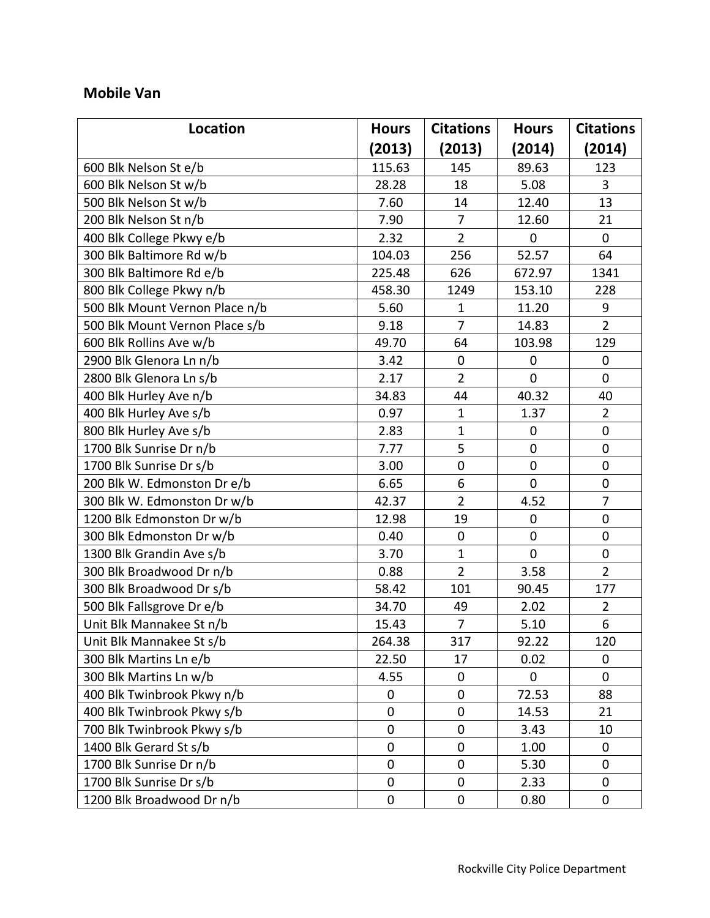## Mobile Van

| Location | Hours (2013) | Citations (2013) | Hours (2014) | Citations (2014) |
|---|---|---|---|---|
| 600 Blk Nelson St e/b | 115.63 | 145 | 89.63 | 123 |
| 600 Blk Nelson St w/b | 28.28 | 18 | 5.08 | 3 |
| 500 Blk Nelson St w/b | 7.60 | 14 | 12.40 | 13 |
| 200 Blk Nelson St n/b | 7.90 | 7 | 12.60 | 21 |
| 400 Blk College Pkwy e/b | 2.32 | 2 | 0 | 0 |
| 300 Blk Baltimore Rd w/b | 104.03 | 256 | 52.57 | 64 |
| 300 Blk Baltimore Rd e/b | 225.48 | 626 | 672.97 | 1341 |
| 800 Blk College Pkwy n/b | 458.30 | 1249 | 153.10 | 228 |
| 500 Blk Mount Vernon Place n/b | 5.60 | 1 | 11.20 | 9 |
| 500 Blk Mount Vernon Place s/b | 9.18 | 7 | 14.83 | 2 |
| 600 Blk Rollins Ave w/b | 49.70 | 64 | 103.98 | 129 |
| 2900 Blk Glenora Ln n/b | 3.42 | 0 | 0 | 0 |
| 2800 Blk Glenora Ln s/b | 2.17 | 2 | 0 | 0 |
| 400 Blk Hurley Ave n/b | 34.83 | 44 | 40.32 | 40 |
| 400 Blk Hurley Ave s/b | 0.97 | 1 | 1.37 | 2 |
| 800 Blk Hurley Ave s/b | 2.83 | 1 | 0 | 0 |
| 1700 Blk Sunrise Dr n/b | 7.77 | 5 | 0 | 0 |
| 1700 Blk Sunrise Dr s/b | 3.00 | 0 | 0 | 0 |
| 200 Blk W. Edmonston Dr e/b | 6.65 | 6 | 0 | 0 |
| 300 Blk W. Edmonston Dr w/b | 42.37 | 2 | 4.52 | 7 |
| 1200 Blk Edmonston Dr w/b | 12.98 | 19 | 0 | 0 |
| 300 Blk Edmonston Dr w/b | 0.40 | 0 | 0 | 0 |
| 1300 Blk Grandin Ave s/b | 3.70 | 1 | 0 | 0 |
| 300 Blk Broadwood Dr n/b | 0.88 | 2 | 3.58 | 2 |
| 300 Blk Broadwood Dr s/b | 58.42 | 101 | 90.45 | 177 |
| 500 Blk Fallsgrove Dr e/b | 34.70 | 49 | 2.02 | 2 |
| Unit Blk Mannakee St n/b | 15.43 | 7 | 5.10 | 6 |
| Unit Blk Mannakee St s/b | 264.38 | 317 | 92.22 | 120 |
| 300 Blk Martins Ln e/b | 22.50 | 17 | 0.02 | 0 |
| 300 Blk Martins Ln w/b | 4.55 | 0 | 0 | 0 |
| 400 Blk Twinbrook Pkwy n/b | 0 | 0 | 72.53 | 88 |
| 400 Blk Twinbrook Pkwy s/b | 0 | 0 | 14.53 | 21 |
| 700 Blk Twinbrook Pkwy s/b | 0 | 0 | 3.43 | 10 |
| 1400 Blk Gerard St s/b | 0 | 0 | 1.00 | 0 |
| 1700 Blk Sunrise Dr n/b | 0 | 0 | 5.30 | 0 |
| 1700 Blk Sunrise Dr s/b | 0 | 0 | 2.33 | 0 |
| 1200 Blk Broadwood Dr n/b | 0 | 0 | 0.80 | 0 |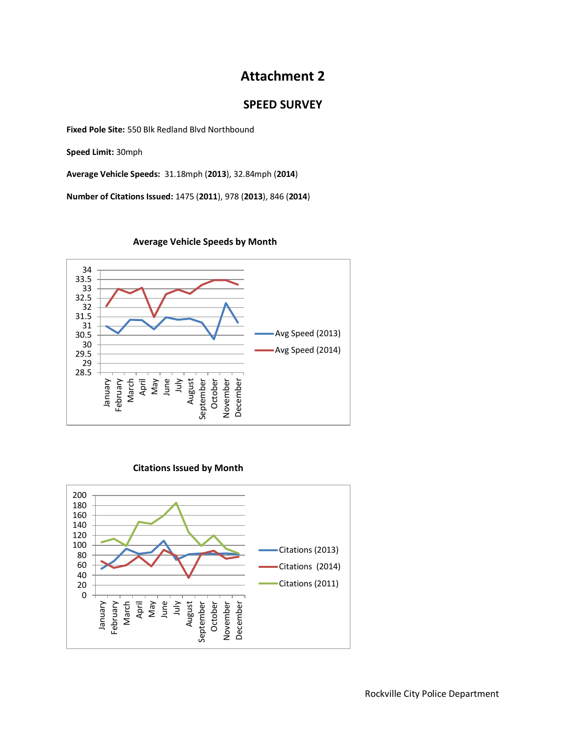# Attachment 2

## SPEED SURVEY

**Fixed Pole Site:** 550 Blk Redland Blvd Northbound

**Speed Limit:** 30mph

**Average Vehicle Speeds:** 31.18mph (**2013**), 32.84mph (**2014**)

**Number of Citations Issued:** 1475 (**2011**), 978 (**2013**), 846 (**2014**)

**Average Vehicle Speeds by Month**

**Citations Issued by Month**

Rockville City Police Department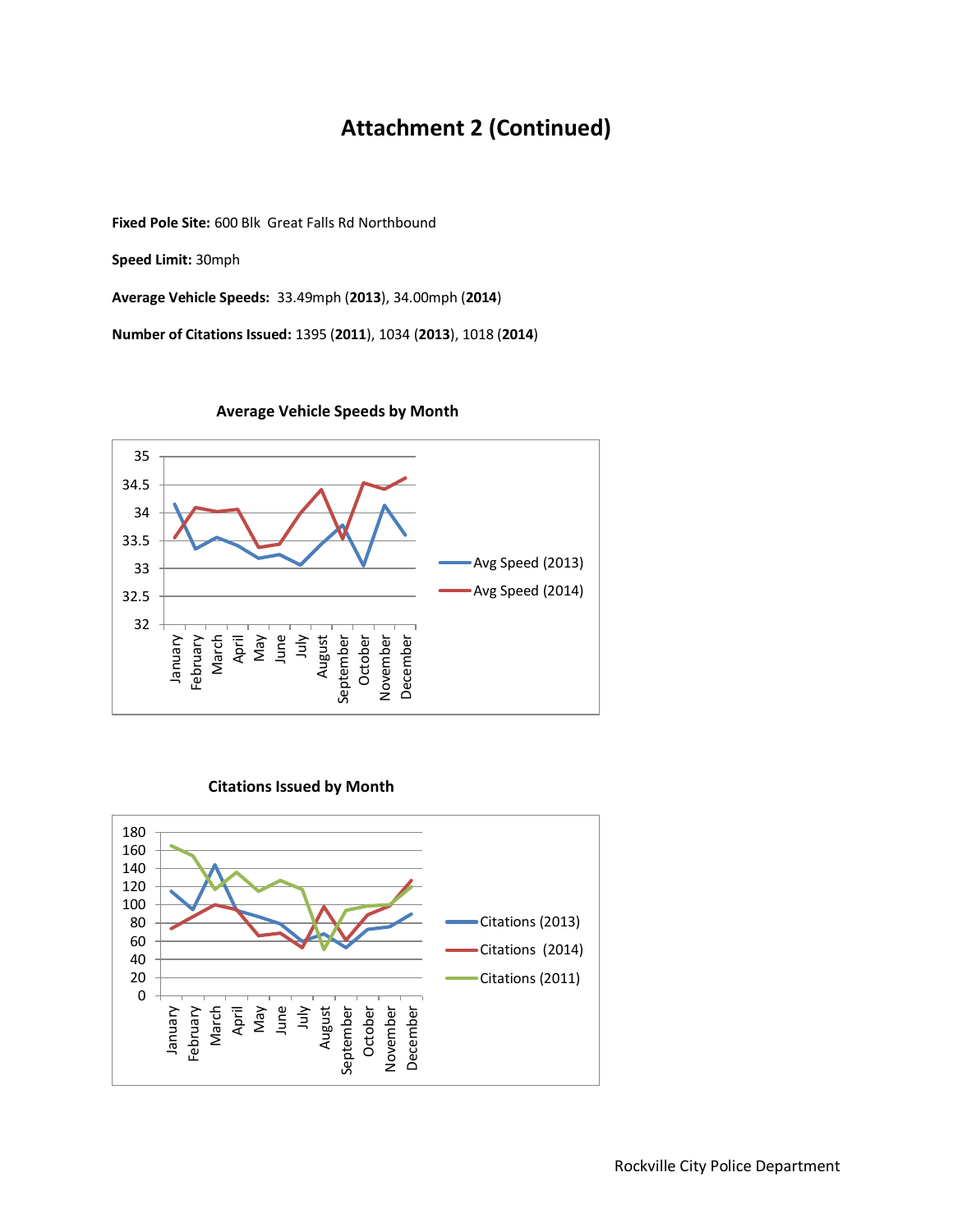# Attachment 2 (Continued)

**Fixed Pole Site:** 600 Blk Great Falls Rd Northbound

**Speed Limit:** 30mph

**Average Vehicle Speeds:** 33.49mph (**2013**), 34.00mph (**2014**)

**Number of Citations Issued:** 1395 (**2011**), 1034 (**2013**), 1018 (**2014**)

**Average Vehicle Speeds by Month**

**Citations Issued by Month**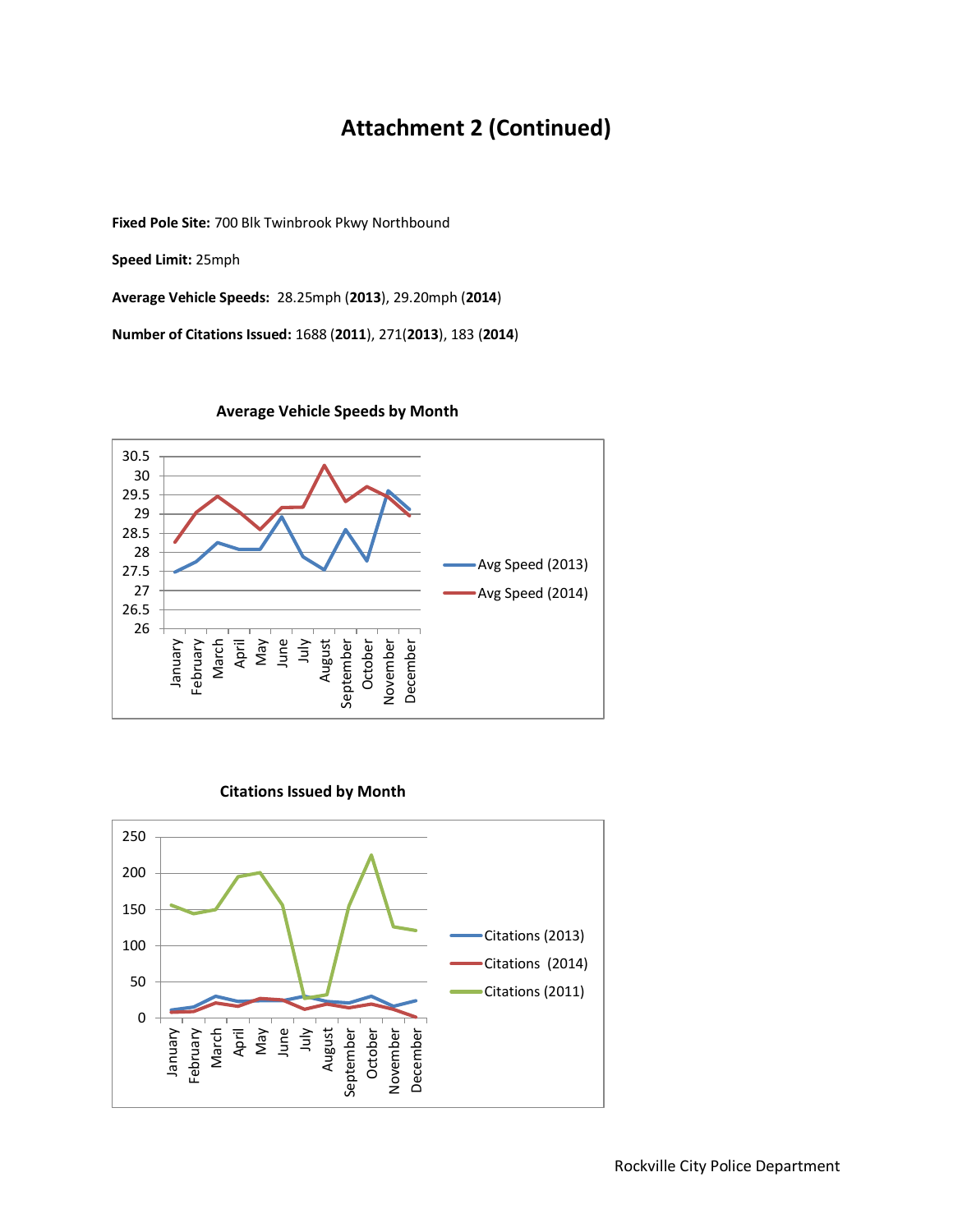# Attachment 2 (Continued)

**Fixed Pole Site:** 700 Blk Twinbrook Pkwy Northbound

**Speed Limit:** 25mph

**Average Vehicle Speeds:** 28.25mph (**2013**), 29.20mph (**2014**)

**Number of Citations Issued:** 1688 (**2011**), 271(**2013**), 183 (**2014**)

**Average Vehicle Speeds by Month**

30.5
30
29.5
29
28.5
28
27.5
27
26.5
26

January
February
March
April
May
June
July
August
September
October
November
December

Avg Speed (2013)
Avg Speed (2014)

**Citations Issued by Month**

250
200
150
100
50
0

January
February
March
April
May
June
July
August
September
October
November
December

Citations (2013)
Citations (2014)
Citations (2011)

Rockville City Police Department